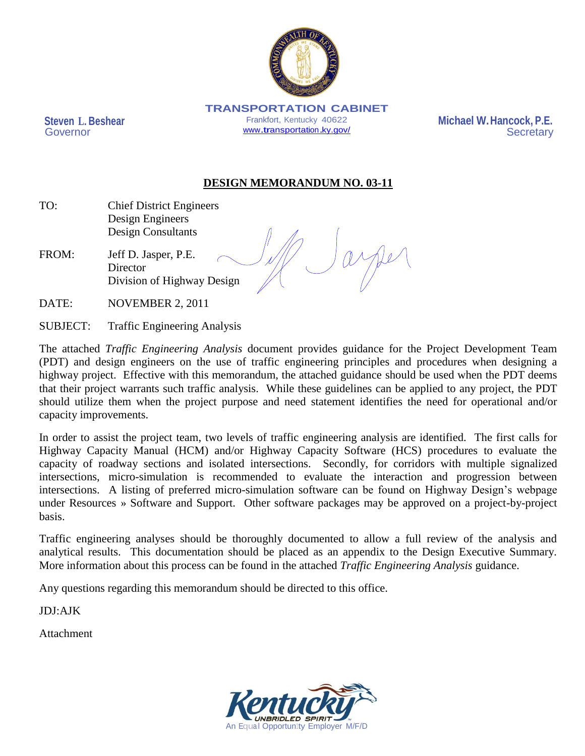**TRANSPORTATION CABINET**
Frankfort, Kentucky 40622
www.transportation.ky.gov/

**Steven L. Beshear**
Governor

**Michael W. Hancock, P.E.**
Secretary

## DESIGN MEMORANDUM NO. 03-11

TO: Chief District Engineers
Design Engineers
Design Consultants

FROM: Jeff D. Jasper, P.E.
Director
Division of Highway Design

DATE: NOVEMBER 2, 2011

SUBJECT: Traffic Engineering Analysis

The attached *Traffic Engineering Analysis* document provides guidance for the Project Development Team (PDT) and design engineers on the use of traffic engineering principles and procedures when designing a highway project. Effective with this memorandum, the attached guidance should be used when the PDT deems that their project warrants such traffic analysis. While these guidelines can be applied to any project, the PDT should utilize them when the project purpose and need statement identifies the need for operational and/or capacity improvements.

In order to assist the project team, two levels of traffic engineering analysis are identified. The first calls for Highway Capacity Manual (HCM) and/or Highway Capacity Software (HCS) procedures to evaluate the capacity of roadway sections and isolated intersections. Secondly, for corridors with multiple signalized intersections, micro-simulation is recommended to evaluate the interaction and progression between intersections. A listing of preferred micro-simulation software can be found on Highway Design's webpage under Resources » Software and Support. Other software packages may be approved on a project-by-project basis.

Traffic engineering analyses should be thoroughly documented to allow a full review of the analysis and analytical results. This documentation should be placed as an appendix to the Design Executive Summary. More information about this process can be found in the attached *Traffic Engineering Analysis* guidance.

Any questions regarding this memorandum should be directed to this office.

JDJ:AJK

Attachment

An Equal Opportunity Employer M/F/D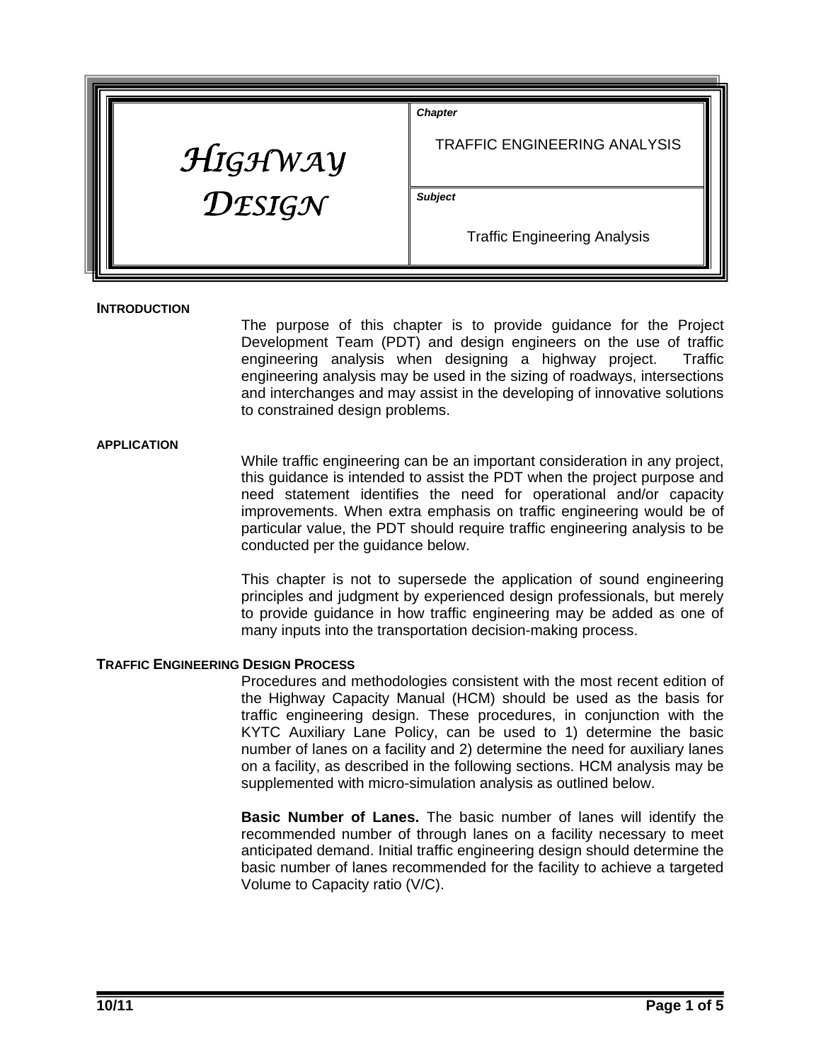| HIGHWAY DESIGN | Chapter: TRAFFIC ENGINEERING ANALYSIS |
| --- | --- |
| | Subject: Traffic Engineering Analysis |

## INTRODUCTION

The purpose of this chapter is to provide guidance for the Project Development Team (PDT) and design engineers on the use of traffic engineering analysis when designing a highway project. Traffic engineering analysis may be used in the sizing of roadways, intersections and interchanges and may assist in the developing of innovative solutions to constrained design problems.

## APPLICATION

While traffic engineering can be an important consideration in any project, this guidance is intended to assist the PDT when the project purpose and need statement identifies the need for operational and/or capacity improvements. When extra emphasis on traffic engineering would be of particular value, the PDT should require traffic engineering analysis to be conducted per the guidance below.

This chapter is not to supersede the application of sound engineering principles and judgment by experienced design professionals, but merely to provide guidance in how traffic engineering may be added as one of many inputs into the transportation decision-making process.

## TRAFFIC ENGINEERING DESIGN PROCESS

Procedures and methodologies consistent with the most recent edition of the Highway Capacity Manual (HCM) should be used as the basis for traffic engineering design. These procedures, in conjunction with the KYTC Auxiliary Lane Policy, can be used to 1) determine the basic number of lanes on a facility and 2) determine the need for auxiliary lanes on a facility, as described in the following sections. HCM analysis may be supplemented with micro-simulation analysis as outlined below.

**Basic Number of Lanes.** The basic number of lanes will identify the recommended number of through lanes on a facility necessary to meet anticipated demand. Initial traffic engineering design should determine the basic number of lanes recommended for the facility to achieve a targeted Volume to Capacity ratio (V/C).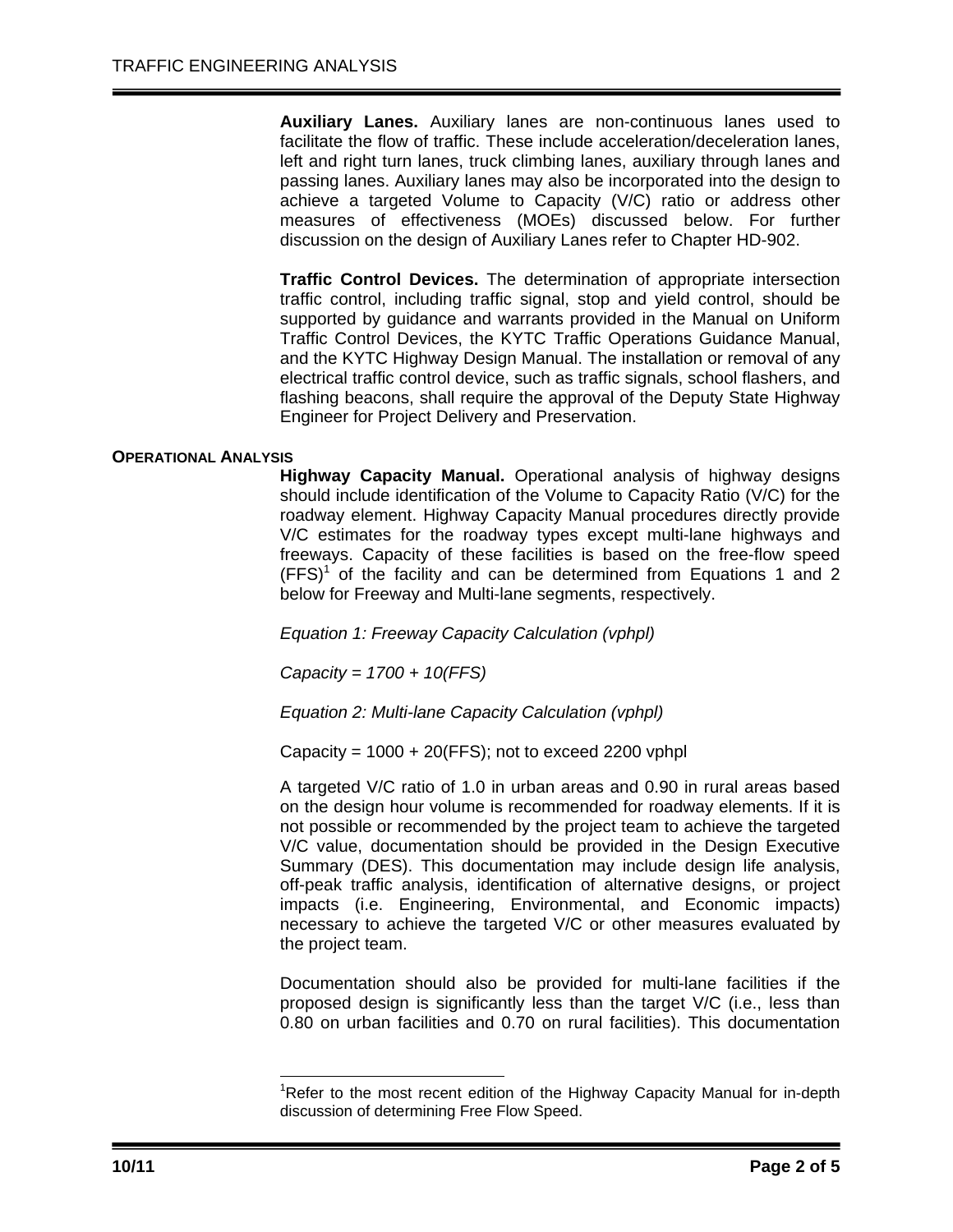**Auxiliary Lanes.** Auxiliary lanes are non-continuous lanes used to facilitate the flow of traffic. These include acceleration/deceleration lanes, left and right turn lanes, truck climbing lanes, auxiliary through lanes and passing lanes. Auxiliary lanes may also be incorporated into the design to achieve a targeted Volume to Capacity (V/C) ratio or address other measures of effectiveness (MOEs) discussed below. For further discussion on the design of Auxiliary Lanes refer to Chapter HD-902.

**Traffic Control Devices.** The determination of appropriate intersection traffic control, including traffic signal, stop and yield control, should be supported by guidance and warrants provided in the Manual on Uniform Traffic Control Devices, the KYTC Traffic Operations Guidance Manual, and the KYTC Highway Design Manual. The installation or removal of any electrical traffic control device, such as traffic signals, school flashers, and flashing beacons, shall require the approval of the Deputy State Highway Engineer for Project Delivery and Preservation.

## OPERATIONAL ANALYSIS

**Highway Capacity Manual.** Operational analysis of highway designs should include identification of the Volume to Capacity Ratio (V/C) for the roadway element. Highway Capacity Manual procedures directly provide V/C estimates for the roadway types except multi-lane highways and freeways. Capacity of these facilities is based on the free-flow speed (FFS)[1] of the facility and can be determined from Equations 1 and 2 below for Freeway and Multi-lane segments, respectively.

*Equation 1: Freeway Capacity Calculation (vphpl)*

$$Capacity = 1700 + 10(FFS)$$

*Equation 2: Multi-lane Capacity Calculation (vphpl)*

$$Capacity = 1000 + 20(FFS)$$; not to exceed 2200 vphpl

A targeted V/C ratio of 1.0 in urban areas and 0.90 in rural areas based on the design hour volume is recommended for roadway elements. If it is not possible or recommended by the project team to achieve the targeted V/C value, documentation should be provided in the Design Executive Summary (DES). This documentation may include design life analysis, off-peak traffic analysis, identification of alternative designs, or project impacts (i.e. Engineering, Environmental, and Economic impacts) necessary to achieve the targeted V/C or other measures evaluated by the project team.

Documentation should also be provided for multi-lane facilities if the proposed design is significantly less than the target V/C (i.e., less than 0.80 on urban facilities and 0.70 on rural facilities). This documentation

---

[1] Refer to the most recent edition of the Highway Capacity Manual for in-depth discussion of determining Free Flow Speed.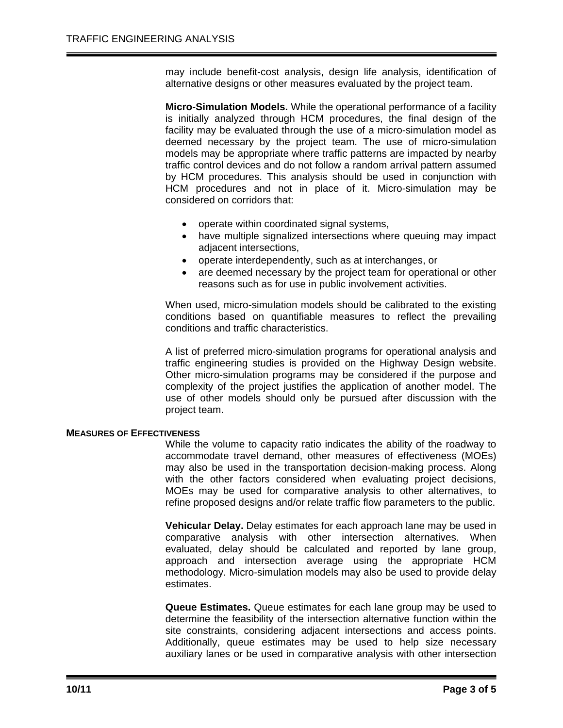may include benefit-cost analysis, design life analysis, identification of alternative designs or other measures evaluated by the project team.

**Micro-Simulation Models.** While the operational performance of a facility is initially analyzed through HCM procedures, the final design of the facility may be evaluated through the use of a micro-simulation model as deemed necessary by the project team. The use of micro-simulation models may be appropriate where traffic patterns are impacted by nearby traffic control devices and do not follow a random arrival pattern assumed by HCM procedures. This analysis should be used in conjunction with HCM procedures and not in place of it. Micro-simulation may be considered on corridors that:

- operate within coordinated signal systems,
- have multiple signalized intersections where queuing may impact adjacent intersections,
- operate interdependently, such as at interchanges, or
- are deemed necessary by the project team for operational or other reasons such as for use in public involvement activities.

When used, micro-simulation models should be calibrated to the existing conditions based on quantifiable measures to reflect the prevailing conditions and traffic characteristics.

A list of preferred micro-simulation programs for operational analysis and traffic engineering studies is provided on the Highway Design website. Other micro-simulation programs may be considered if the purpose and complexity of the project justifies the application of another model. The use of other models should only be pursued after discussion with the project team.

## MEASURES OF EFFECTIVENESS

While the volume to capacity ratio indicates the ability of the roadway to accommodate travel demand, other measures of effectiveness (MOEs) may also be used in the transportation decision-making process. Along with the other factors considered when evaluating project decisions, MOEs may be used for comparative analysis to other alternatives, to refine proposed designs and/or relate traffic flow parameters to the public.

**Vehicular Delay.** Delay estimates for each approach lane may be used in comparative analysis with other intersection alternatives. When evaluated, delay should be calculated and reported by lane group, approach and intersection average using the appropriate HCM methodology. Micro-simulation models may also be used to provide delay estimates.

**Queue Estimates.** Queue estimates for each lane group may be used to determine the feasibility of the intersection alternative function within the site constraints, considering adjacent intersections and access points. Additionally, queue estimates may be used to help size necessary auxiliary lanes or be used in comparative analysis with other intersection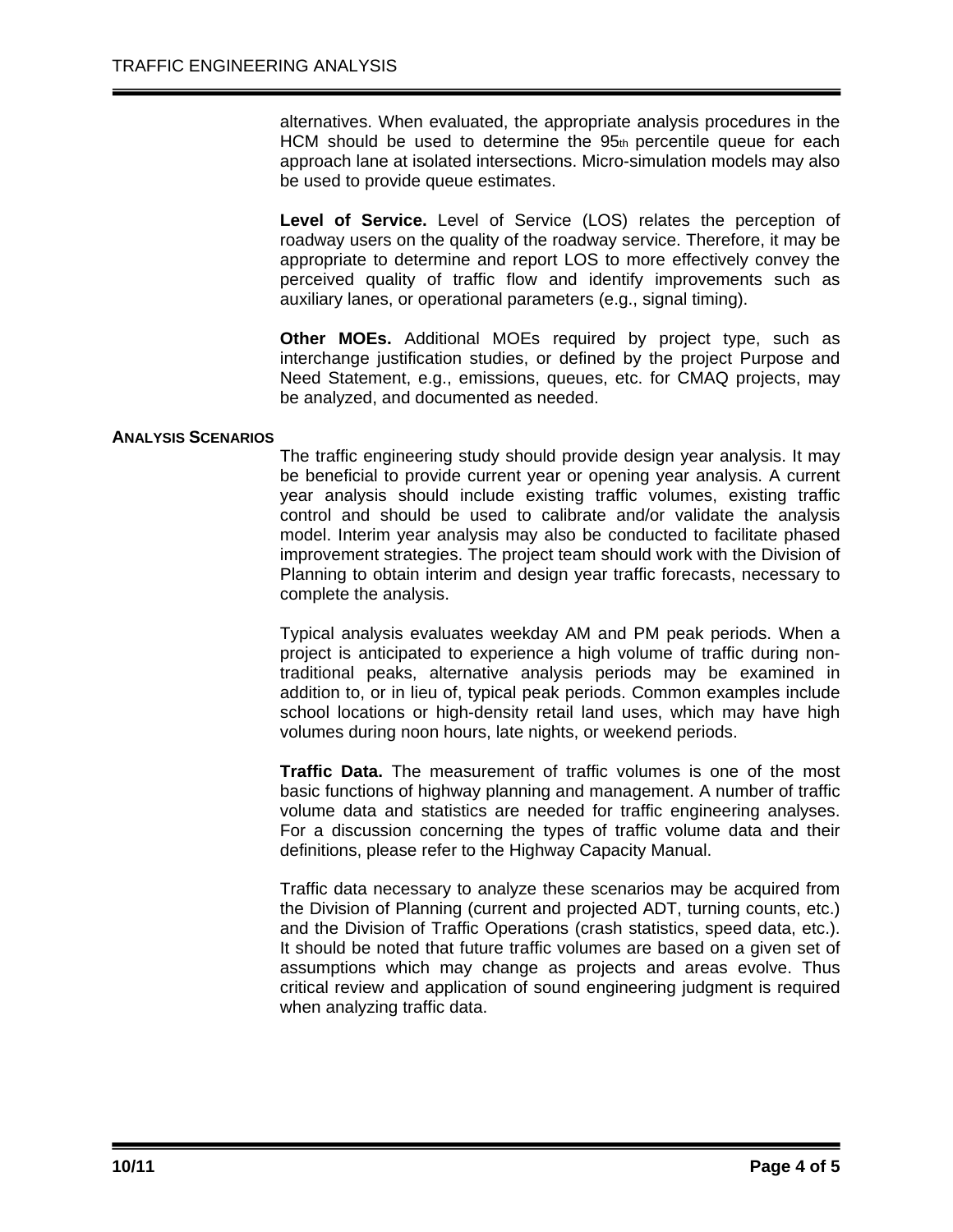alternatives. When evaluated, the appropriate analysis procedures in the HCM should be used to determine the 95th percentile queue for each approach lane at isolated intersections. Micro-simulation models may also be used to provide queue estimates.

**Level of Service.** Level of Service (LOS) relates the perception of roadway users on the quality of the roadway service. Therefore, it may be appropriate to determine and report LOS to more effectively convey the perceived quality of traffic flow and identify improvements such as auxiliary lanes, or operational parameters (e.g., signal timing).

**Other MOEs.** Additional MOEs required by project type, such as interchange justification studies, or defined by the project Purpose and Need Statement, e.g., emissions, queues, etc. for CMAQ projects, may be analyzed, and documented as needed.

## ANALYSIS SCENARIOS

The traffic engineering study should provide design year analysis. It may be beneficial to provide current year or opening year analysis. A current year analysis should include existing traffic volumes, existing traffic control and should be used to calibrate and/or validate the analysis model. Interim year analysis may also be conducted to facilitate phased improvement strategies. The project team should work with the Division of Planning to obtain interim and design year traffic forecasts, necessary to complete the analysis.

Typical analysis evaluates weekday AM and PM peak periods. When a project is anticipated to experience a high volume of traffic during non-traditional peaks, alternative analysis periods may be examined in addition to, or in lieu of, typical peak periods. Common examples include school locations or high-density retail land uses, which may have high volumes during noon hours, late nights, or weekend periods.

**Traffic Data.** The measurement of traffic volumes is one of the most basic functions of highway planning and management. A number of traffic volume data and statistics are needed for traffic engineering analyses. For a discussion concerning the types of traffic volume data and their definitions, please refer to the Highway Capacity Manual.

Traffic data necessary to analyze these scenarios may be acquired from the Division of Planning (current and projected ADT, turning counts, etc.) and the Division of Traffic Operations (crash statistics, speed data, etc.). It should be noted that future traffic volumes are based on a given set of assumptions which may change as projects and areas evolve. Thus critical review and application of sound engineering judgment is required when analyzing traffic data.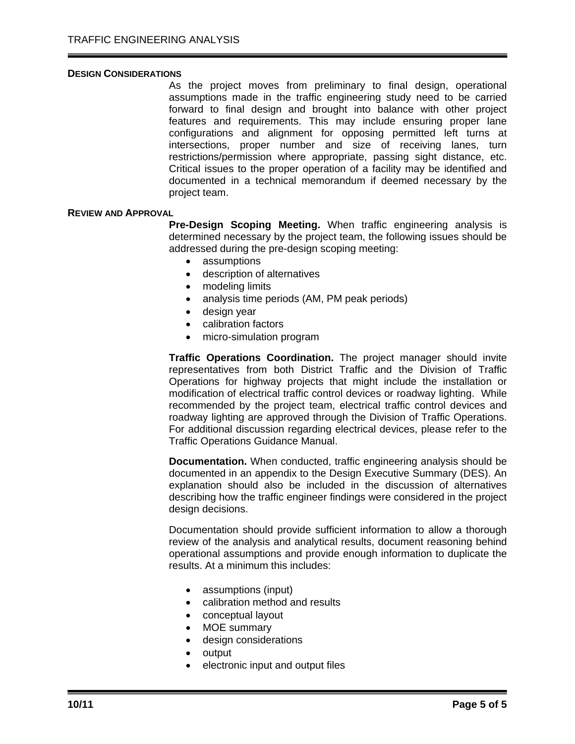## DESIGN CONSIDERATIONS

As the project moves from preliminary to final design, operational assumptions made in the traffic engineering study need to be carried forward to final design and brought into balance with other project features and requirements. This may include ensuring proper lane configurations and alignment for opposing permitted left turns at intersections, proper number and size of receiving lanes, turn restrictions/permission where appropriate, passing sight distance, etc. Critical issues to the proper operation of a facility may be identified and documented in a technical memorandum if deemed necessary by the project team.

## REVIEW AND APPROVAL

**Pre-Design Scoping Meeting.** When traffic engineering analysis is determined necessary by the project team, the following issues should be addressed during the pre-design scoping meeting:

- assumptions
- description of alternatives
- modeling limits
- analysis time periods (AM, PM peak periods)
- design year
- calibration factors
- micro-simulation program

**Traffic Operations Coordination.** The project manager should invite representatives from both District Traffic and the Division of Traffic Operations for highway projects that might include the installation or modification of electrical traffic control devices or roadway lighting. While recommended by the project team, electrical traffic control devices and roadway lighting are approved through the Division of Traffic Operations. For additional discussion regarding electrical devices, please refer to the Traffic Operations Guidance Manual.

**Documentation.** When conducted, traffic engineering analysis should be documented in an appendix to the Design Executive Summary (DES). An explanation should also be included in the discussion of alternatives describing how the traffic engineer findings were considered in the project design decisions.

Documentation should provide sufficient information to allow a thorough review of the analysis and analytical results, document reasoning behind operational assumptions and provide enough information to duplicate the results. At a minimum this includes:

- assumptions (input)
- calibration method and results
- conceptual layout
- MOE summary
- design considerations
- output
- electronic input and output files